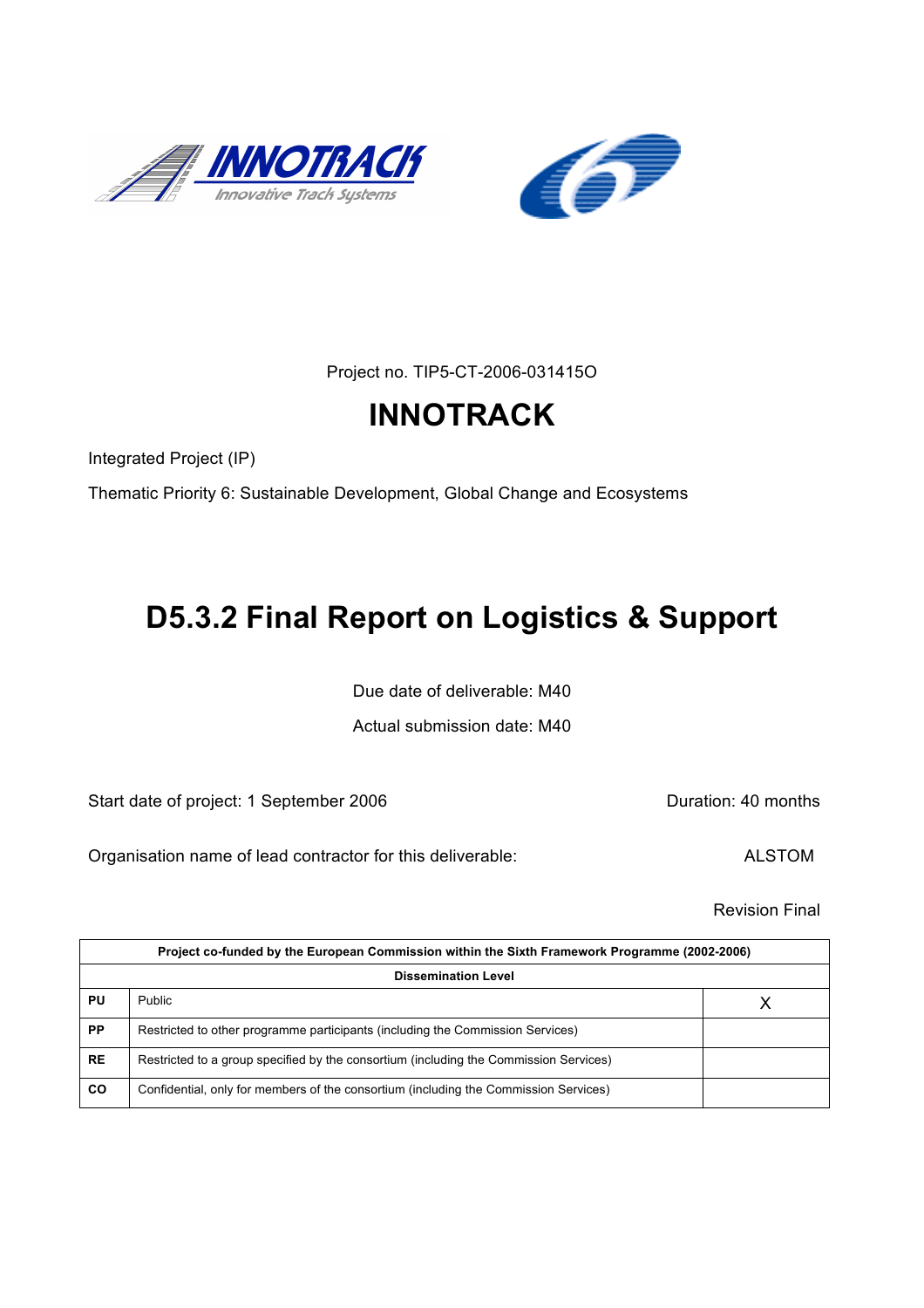Project no. TIP5-CT-2006-031415O

# INNOTRACK

Integrated Project (IP)

Thematic Priority 6: Sustainable Development, Global Change and Ecosystems

# D5.3.2 Final Report on Logistics & Support

Due date of deliverable: M40

Actual submission date: M40

Start date of project: 1 September 2006

Duration: 40 months

Organisation name of lead contractor for this deliverable: ALSTOM

Revision Final

| Project co-funded by the European Commission within the Sixth Framework Programme (2002-2006) | | |
|---|---|---|
| **Dissemination Level** | | |
| **PU** | Public | X |
| **PP** | Restricted to other programme participants (including the Commission Services) | |
| **RE** | Restricted to a group specified by the consortium (including the Commission Services) | |
| **CO** | Confidential, only for members of the consortium (including the Commission Services) | |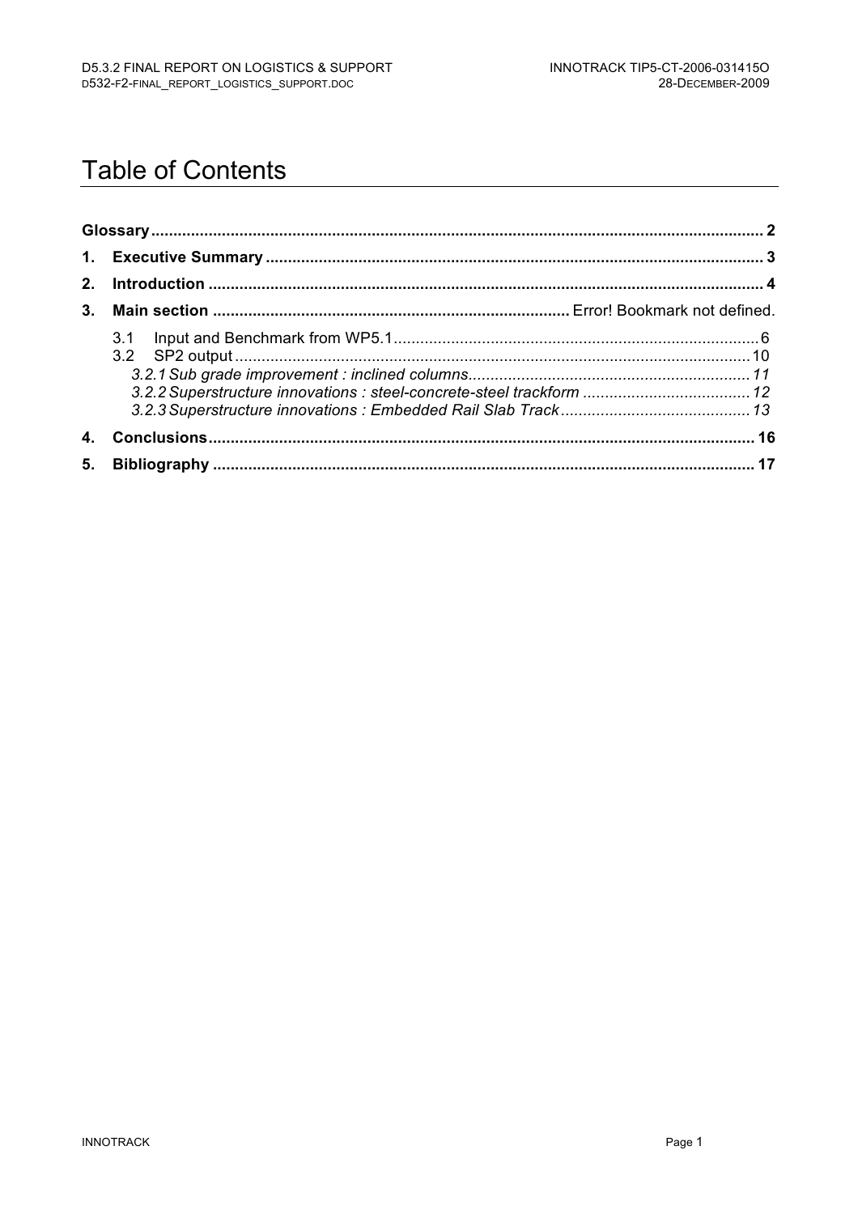# Table of Contents

**Glossary** ........................................................................................................................................ **2**

**1. Executive Summary** ................................................................................................................ **3**

**2. Introduction** ............................................................................................................................ **4**

**3. Main section** ................................................................................ Error! Bookmark not defined.

- 3.1 Input and Benchmark from WP5.1 .................................................................................. 6
- 3.2 SP2 output .................................................................................................................... 10
  - *3.2.1 Sub grade improvement : inclined columns................................................................ 11*
  - *3.2.2 Superstructure innovations : steel-concrete-steel trackform ...................................... 12*
  - *3.2.3 Superstructure innovations : Embedded Rail Slab Track ........................................... 13*

**4. Conclusions** .......................................................................................................................... **16**

**5. Bibliography** ......................................................................................................................... **17**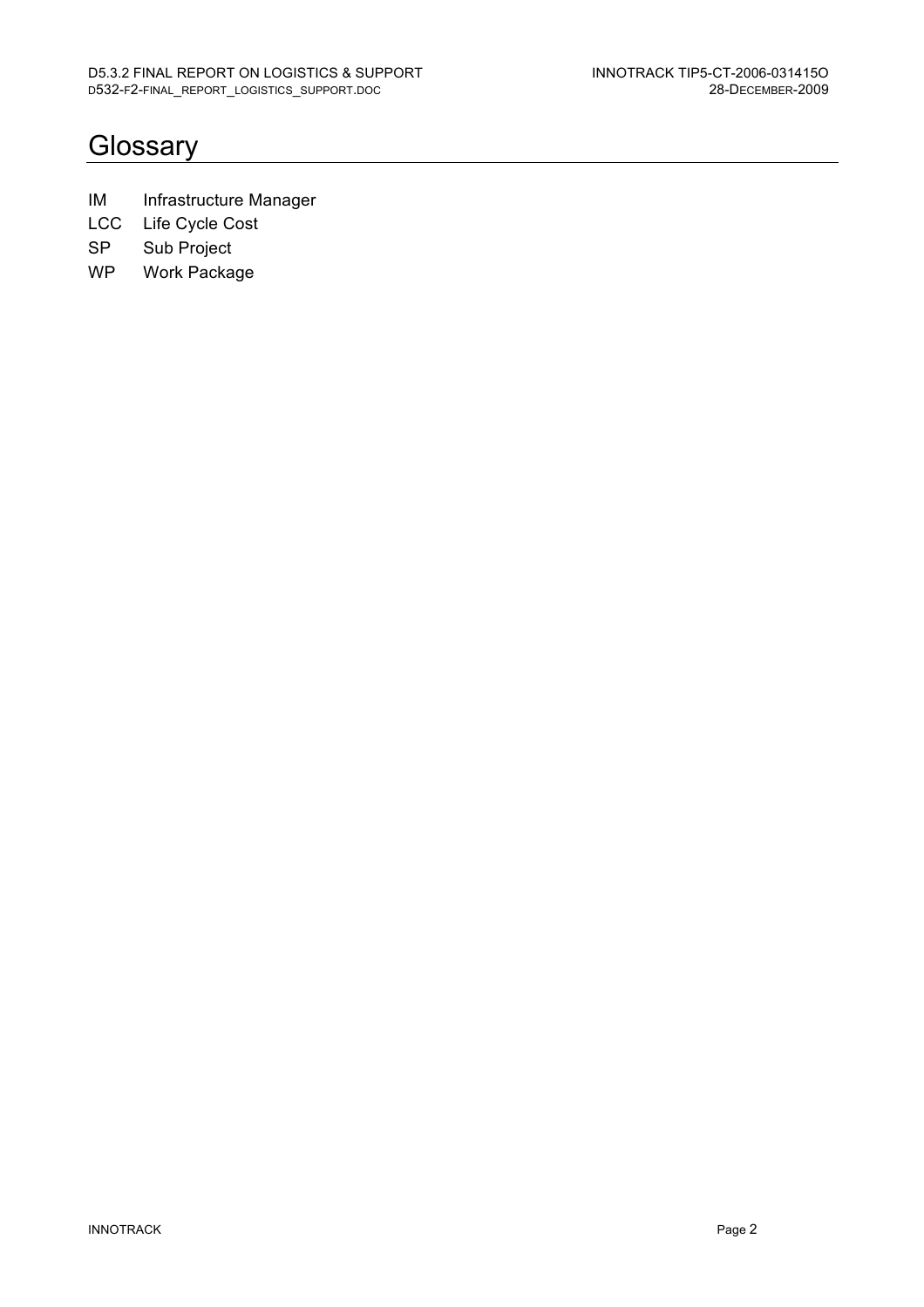# Glossary

| | |
|---|---|
| IM | Infrastructure Manager |
| LCC | Life Cycle Cost |
| SP | Sub Project |
| WP | Work Package |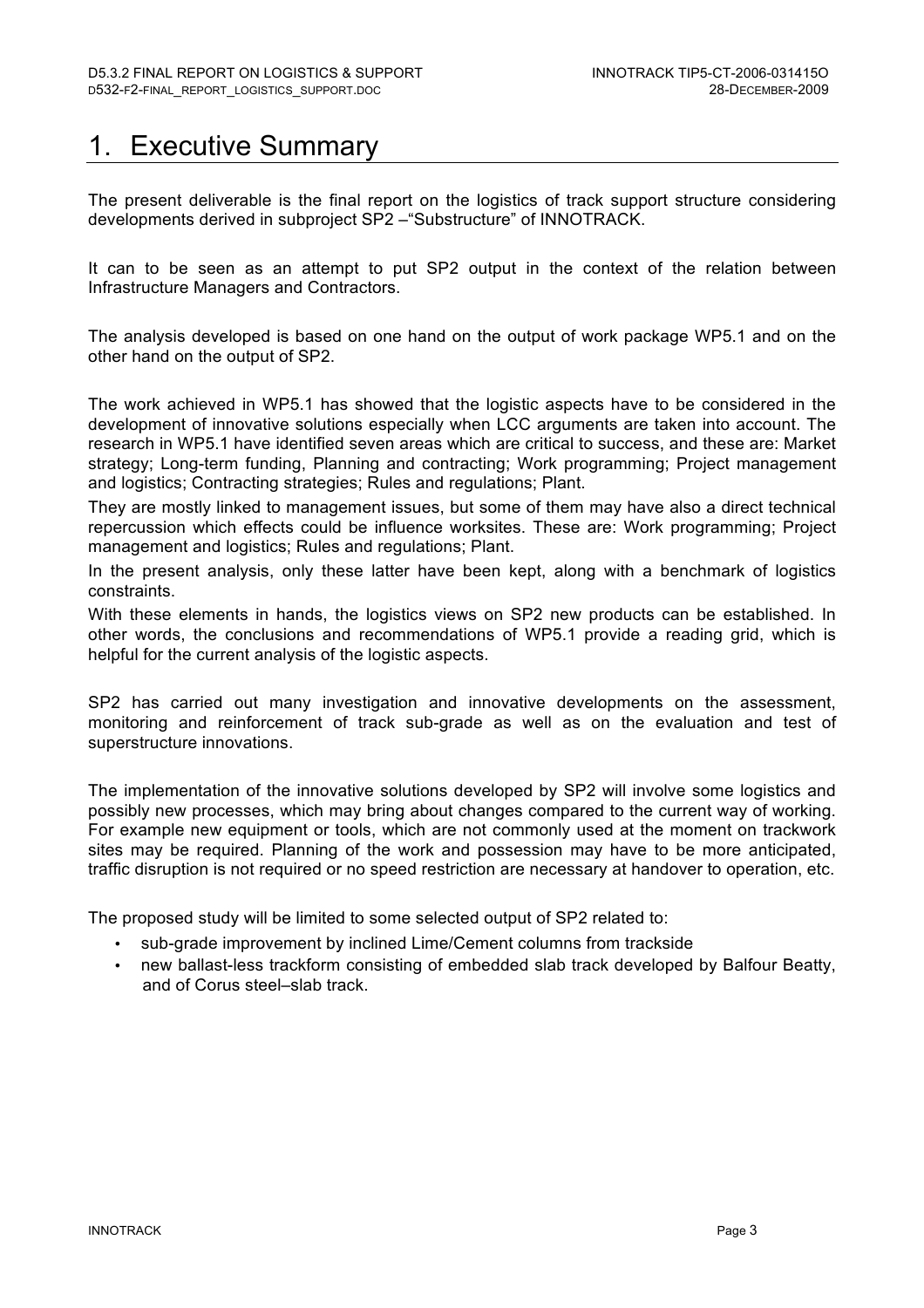# 1. Executive Summary

The present deliverable is the final report on the logistics of track support structure considering developments derived in subproject SP2 –"Substructure" of INNOTRACK.

It can to be seen as an attempt to put SP2 output in the context of the relation between Infrastructure Managers and Contractors.

The analysis developed is based on one hand on the output of work package WP5.1 and on the other hand on the output of SP2.

The work achieved in WP5.1 has showed that the logistic aspects have to be considered in the development of innovative solutions especially when LCC arguments are taken into account. The research in WP5.1 have identified seven areas which are critical to success, and these are: Market strategy; Long-term funding, Planning and contracting; Work programming; Project management and logistics; Contracting strategies; Rules and regulations; Plant.

They are mostly linked to management issues, but some of them may have also a direct technical repercussion which effects could be influence worksites. These are: Work programming; Project management and logistics; Rules and regulations; Plant.

In the present analysis, only these latter have been kept, along with a benchmark of logistics constraints.

With these elements in hands, the logistics views on SP2 new products can be established. In other words, the conclusions and recommendations of WP5.1 provide a reading grid, which is helpful for the current analysis of the logistic aspects.

SP2 has carried out many investigation and innovative developments on the assessment, monitoring and reinforcement of track sub-grade as well as on the evaluation and test of superstructure innovations.

The implementation of the innovative solutions developed by SP2 will involve some logistics and possibly new processes, which may bring about changes compared to the current way of working. For example new equipment or tools, which are not commonly used at the moment on trackwork sites may be required. Planning of the work and possession may have to be more anticipated, traffic disruption is not required or no speed restriction are necessary at handover to operation, etc.

The proposed study will be limited to some selected output of SP2 related to:

- sub-grade improvement by inclined Lime/Cement columns from trackside
- new ballast-less trackform consisting of embedded slab track developed by Balfour Beatty, and of Corus steel–slab track.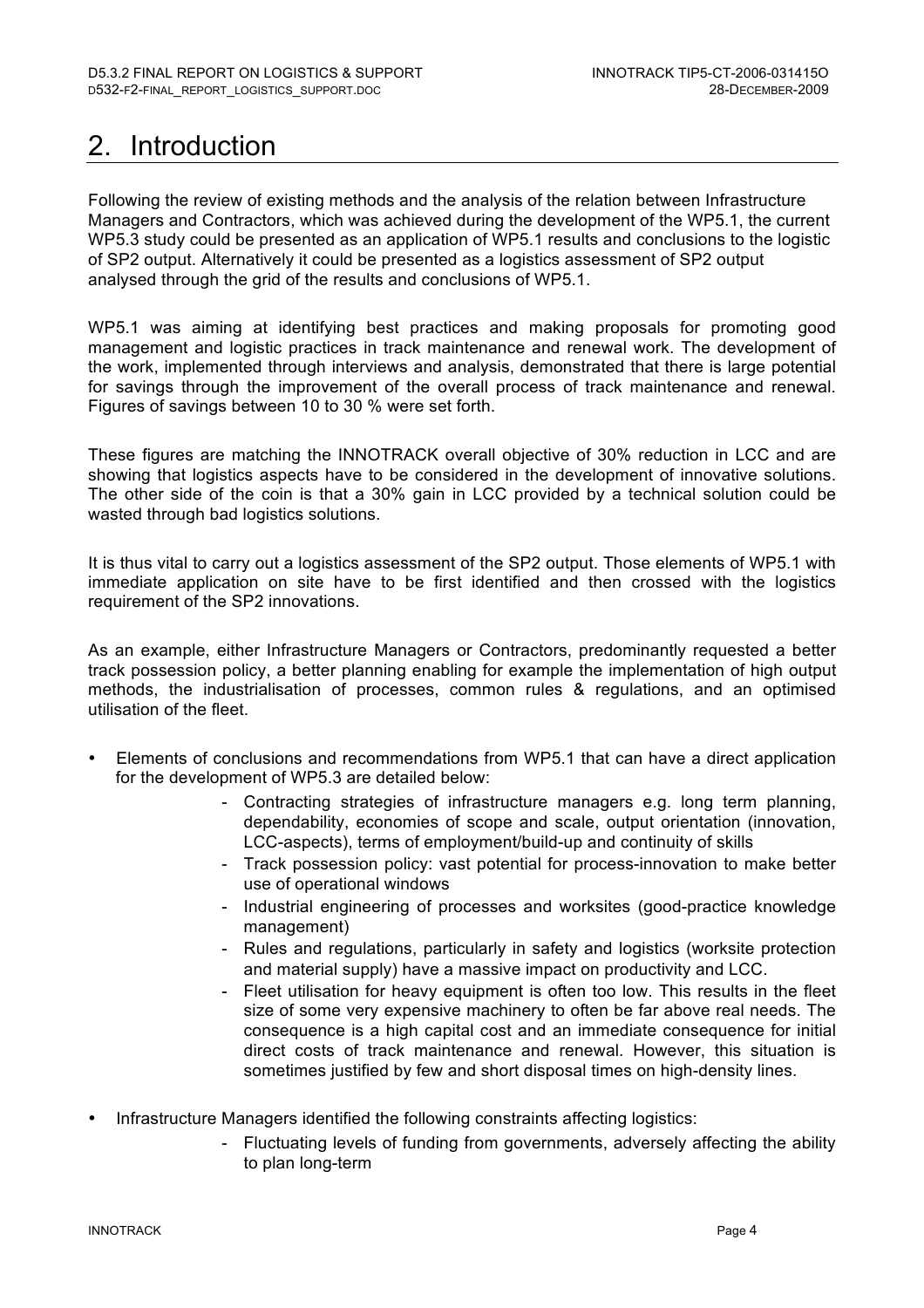# 2. Introduction

Following the review of existing methods and the analysis of the relation between Infrastructure Managers and Contractors, which was achieved during the development of the WP5.1, the current WP5.3 study could be presented as an application of WP5.1 results and conclusions to the logistic of SP2 output. Alternatively it could be presented as a logistics assessment of SP2 output analysed through the grid of the results and conclusions of WP5.1.

WP5.1 was aiming at identifying best practices and making proposals for promoting good management and logistic practices in track maintenance and renewal work. The development of the work, implemented through interviews and analysis, demonstrated that there is large potential for savings through the improvement of the overall process of track maintenance and renewal. Figures of savings between 10 to 30 % were set forth.

These figures are matching the INNOTRACK overall objective of 30% reduction in LCC and are showing that logistics aspects have to be considered in the development of innovative solutions. The other side of the coin is that a 30% gain in LCC provided by a technical solution could be wasted through bad logistics solutions.

It is thus vital to carry out a logistics assessment of the SP2 output. Those elements of WP5.1 with immediate application on site have to be first identified and then crossed with the logistics requirement of the SP2 innovations.

As an example, either Infrastructure Managers or Contractors, predominantly requested a better track possession policy, a better planning enabling for example the implementation of high output methods, the industrialisation of processes, common rules & regulations, and an optimised utilisation of the fleet.

- Elements of conclusions and recommendations from WP5.1 that can have a direct application for the development of WP5.3 are detailed below:
    - Contracting strategies of infrastructure managers e.g. long term planning, dependability, economies of scope and scale, output orientation (innovation, LCC-aspects), terms of employment/build-up and continuity of skills
    - Track possession policy: vast potential for process-innovation to make better use of operational windows
    - Industrial engineering of processes and worksites (good-practice knowledge management)
    - Rules and regulations, particularly in safety and logistics (worksite protection and material supply) have a massive impact on productivity and LCC.
    - Fleet utilisation for heavy equipment is often too low. This results in the fleet size of some very expensive machinery to often be far above real needs. The consequence is a high capital cost and an immediate consequence for initial direct costs of track maintenance and renewal. However, this situation is sometimes justified by few and short disposal times on high-density lines.
- Infrastructure Managers identified the following constraints affecting logistics:
    - Fluctuating levels of funding from governments, adversely affecting the ability to plan long-term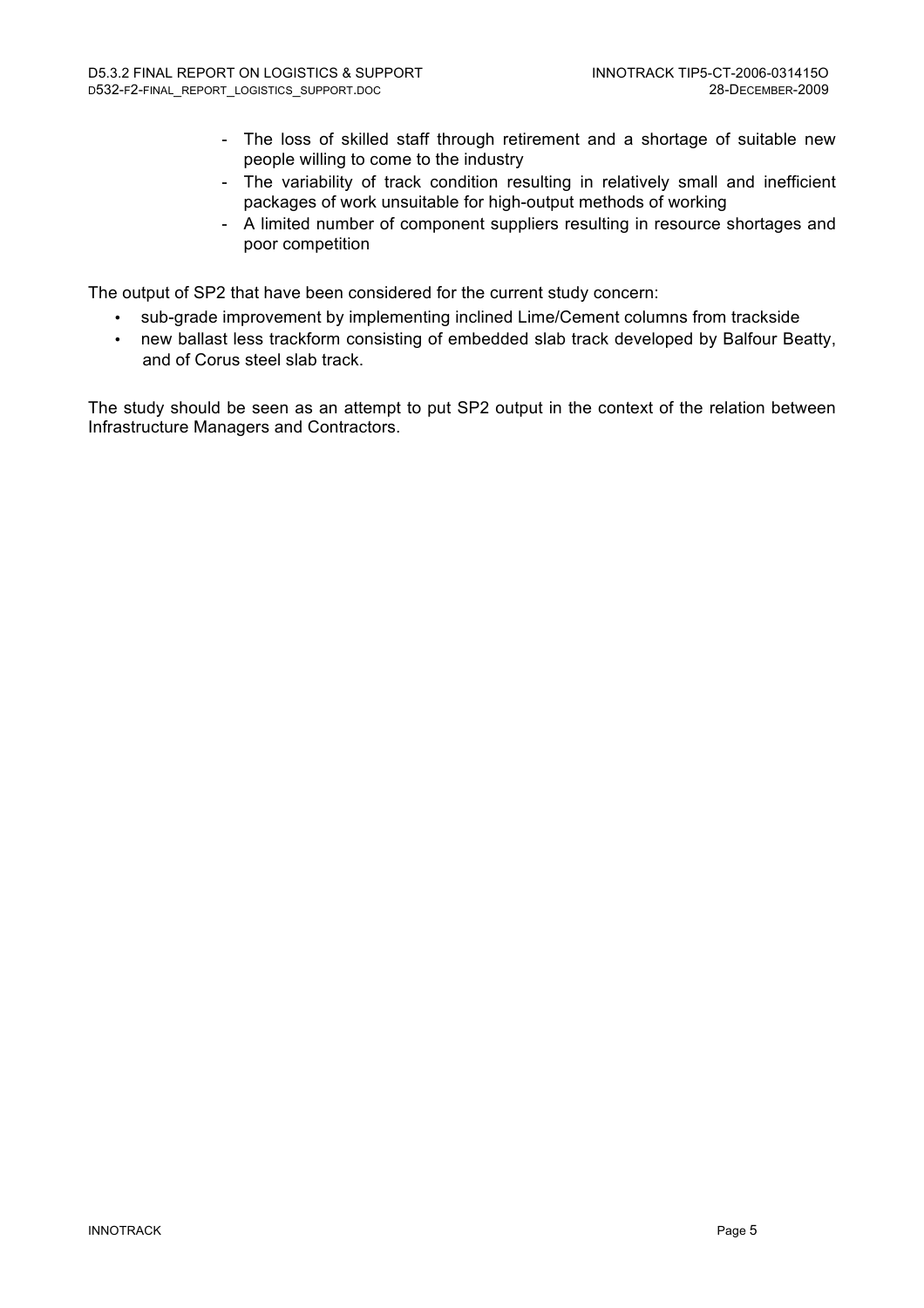- The loss of skilled staff through retirement and a shortage of suitable new people willing to come to the industry
- The variability of track condition resulting in relatively small and inefficient packages of work unsuitable for high-output methods of working
- A limited number of component suppliers resulting in resource shortages and poor competition

The output of SP2 that have been considered for the current study concern:

- sub-grade improvement by implementing inclined Lime/Cement columns from trackside
- new ballast less trackform consisting of embedded slab track developed by Balfour Beatty, and of Corus steel slab track.

The study should be seen as an attempt to put SP2 output in the context of the relation between Infrastructure Managers and Contractors.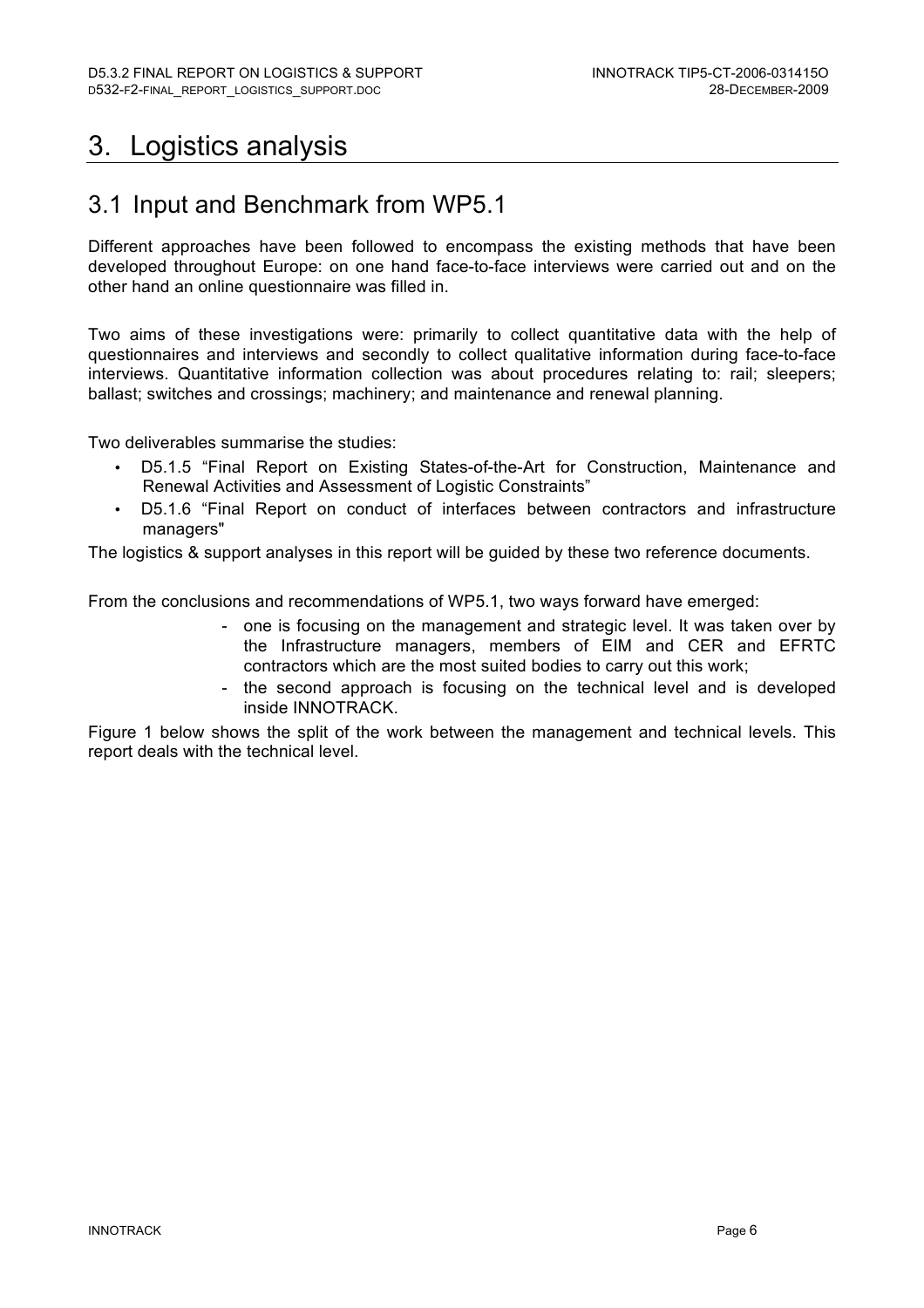# 3. Logistics analysis

## 3.1 Input and Benchmark from WP5.1

Different approaches have been followed to encompass the existing methods that have been developed throughout Europe: on one hand face-to-face interviews were carried out and on the other hand an online questionnaire was filled in.

Two aims of these investigations were: primarily to collect quantitative data with the help of questionnaires and interviews and secondly to collect qualitative information during face-to-face interviews. Quantitative information collection was about procedures relating to: rail; sleepers; ballast; switches and crossings; machinery; and maintenance and renewal planning.

Two deliverables summarise the studies:

- D5.1.5 "Final Report on Existing States-of-the-Art for Construction, Maintenance and Renewal Activities and Assessment of Logistic Constraints"
- D5.1.6 "Final Report on conduct of interfaces between contractors and infrastructure managers"

The logistics & support analyses in this report will be guided by these two reference documents.

From the conclusions and recommendations of WP5.1, two ways forward have emerged:

- one is focusing on the management and strategic level. It was taken over by the Infrastructure managers, members of EIM and CER and EFRTC contractors which are the most suited bodies to carry out this work;
- the second approach is focusing on the technical level and is developed inside INNOTRACK.

Figure 1 below shows the split of the work between the management and technical levels. This report deals with the technical level.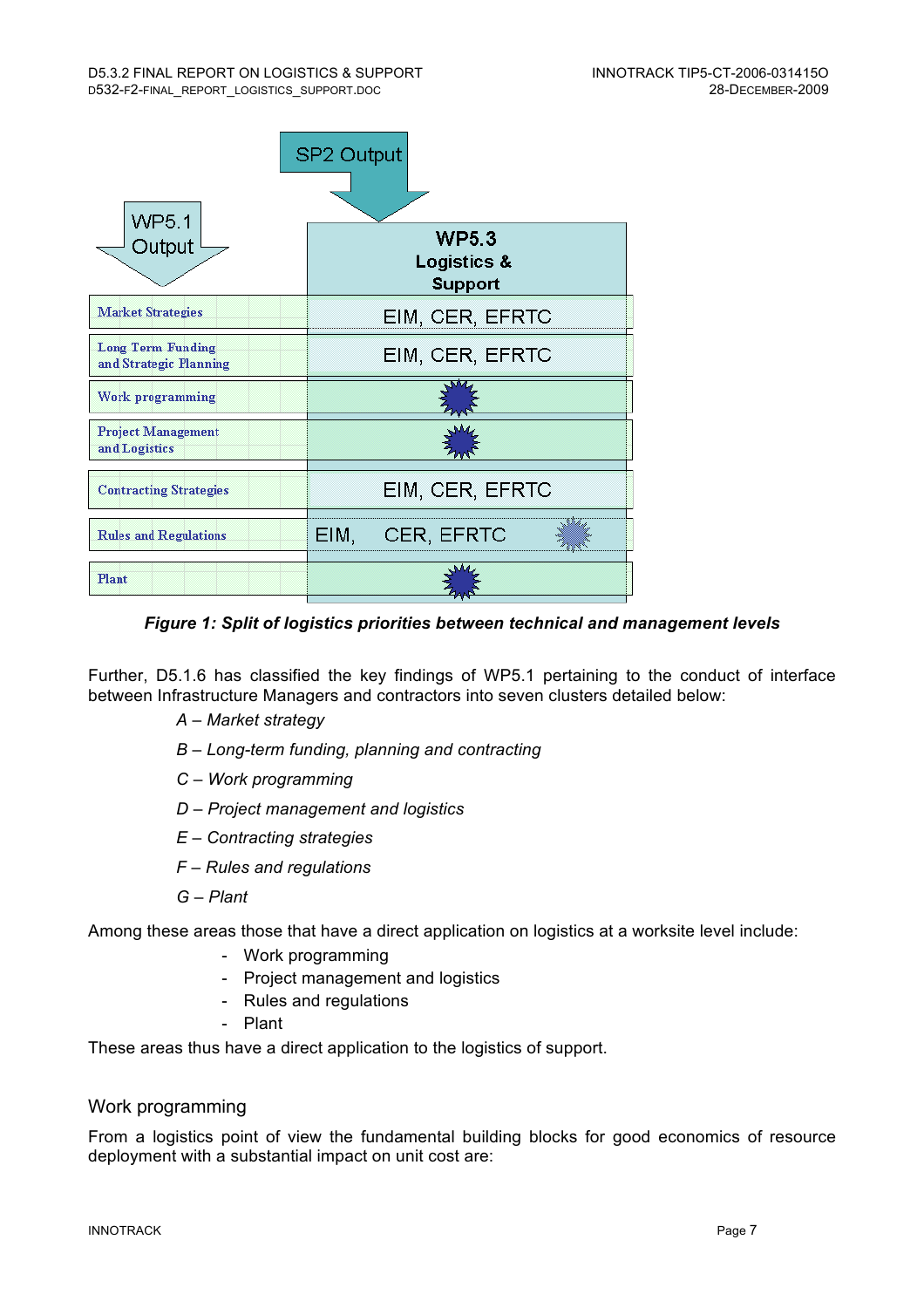| WP5.1 Output | SP2 Output → WP5.3 Logistics & Support |
|---|---|
| Market Strategies | EIM, CER, EFRTC |
| Long Term Funding and Strategic Planning | EIM, CER, EFRTC |
| Work programming | |
| Project Management and Logistics | |
| Contracting Strategies | EIM, CER, EFRTC |
| Rules and Regulations | EIM, CER, EFRTC |
| Plant | |

***Figure 1: Split of logistics priorities between technical and management levels***

Further, D5.1.6 has classified the key findings of WP5.1 pertaining to the conduct of interface between Infrastructure Managers and contractors into seven clusters detailed below:

*A – Market strategy*

*B – Long-term funding, planning and contracting*

*C – Work programming*

*D – Project management and logistics*

*E – Contracting strategies*

*F – Rules and regulations*

*G – Plant*

Among these areas those that have a direct application on logistics at a worksite level include:

- Work programming
- Project management and logistics
- Rules and regulations
- Plant

These areas thus have a direct application to the logistics of support.

## Work programming

From a logistics point of view the fundamental building blocks for good economics of resource deployment with a substantial impact on unit cost are: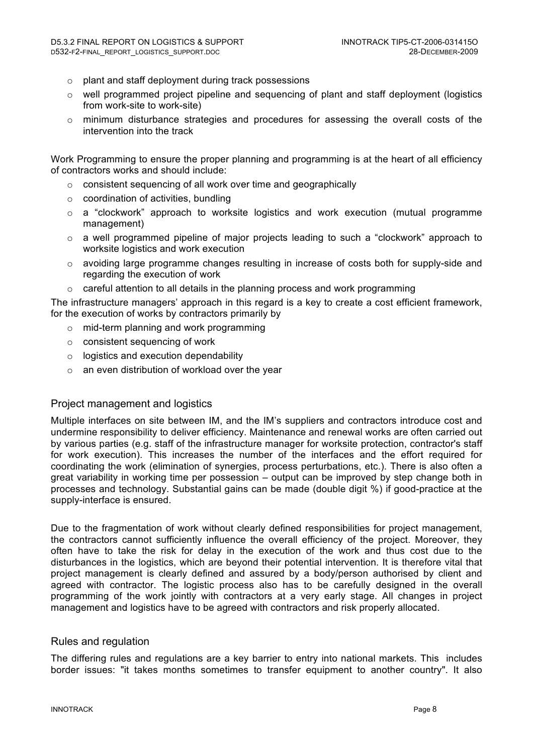- plant and staff deployment during track possessions
- well programmed project pipeline and sequencing of plant and staff deployment (logistics from work-site to work-site)
- minimum disturbance strategies and procedures for assessing the overall costs of the intervention into the track

Work Programming to ensure the proper planning and programming is at the heart of all efficiency of contractors works and should include:

- consistent sequencing of all work over time and geographically
- coordination of activities, bundling
- a "clockwork" approach to worksite logistics and work execution (mutual programme management)
- a well programmed pipeline of major projects leading to such a "clockwork" approach to worksite logistics and work execution
- avoiding large programme changes resulting in increase of costs both for supply-side and regarding the execution of work
- careful attention to all details in the planning process and work programming

The infrastructure managers' approach in this regard is a key to create a cost efficient framework, for the execution of works by contractors primarily by

- mid-term planning and work programming
- consistent sequencing of work
- logistics and execution dependability
- an even distribution of workload over the year

## Project management and logistics

Multiple interfaces on site between IM, and the IM's suppliers and contractors introduce cost and undermine responsibility to deliver efficiency. Maintenance and renewal works are often carried out by various parties (e.g. staff of the infrastructure manager for worksite protection, contractor's staff for work execution). This increases the number of the interfaces and the effort required for coordinating the work (elimination of synergies, process perturbations, etc.). There is also often a great variability in working time per possession – output can be improved by step change both in processes and technology. Substantial gains can be made (double digit %) if good-practice at the supply-interface is ensured.

Due to the fragmentation of work without clearly defined responsibilities for project management, the contractors cannot sufficiently influence the overall efficiency of the project. Moreover, they often have to take the risk for delay in the execution of the work and thus cost due to the disturbances in the logistics, which are beyond their potential intervention. It is therefore vital that project management is clearly defined and assured by a body/person authorised by client and agreed with contractor. The logistic process also has to be carefully designed in the overall programming of the work jointly with contractors at a very early stage. All changes in project management and logistics have to be agreed with contractors and risk properly allocated.

## Rules and regulation

The differing rules and regulations are a key barrier to entry into national markets. This includes border issues: "it takes months sometimes to transfer equipment to another country". It also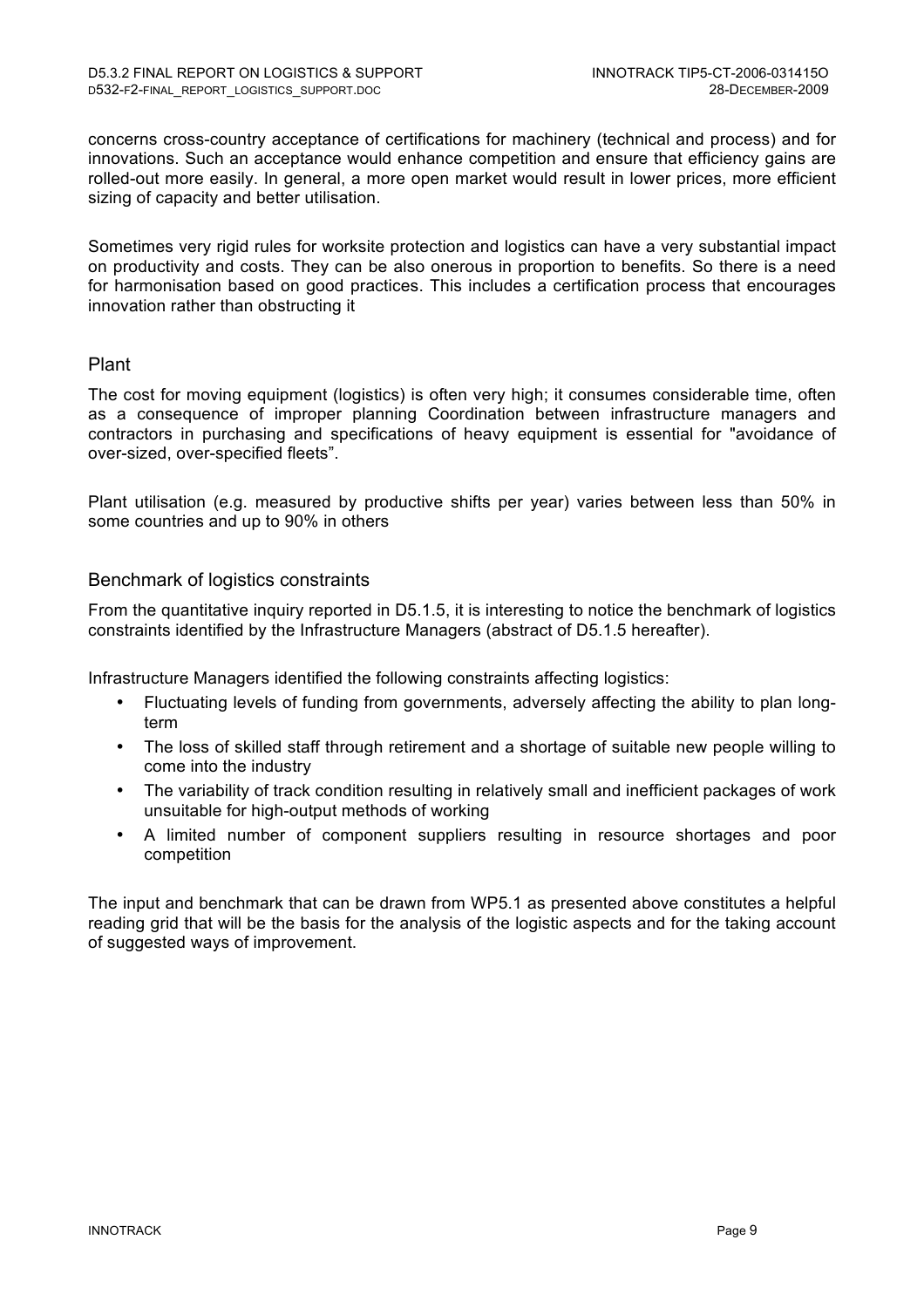concerns cross-country acceptance of certifications for machinery (technical and process) and for innovations. Such an acceptance would enhance competition and ensure that efficiency gains are rolled-out more easily. In general, a more open market would result in lower prices, more efficient sizing of capacity and better utilisation.

Sometimes very rigid rules for worksite protection and logistics can have a very substantial impact on productivity and costs. They can be also onerous in proportion to benefits. So there is a need for harmonisation based on good practices. This includes a certification process that encourages innovation rather than obstructing it

## Plant

The cost for moving equipment (logistics) is often very high; it consumes considerable time, often as a consequence of improper planning Coordination between infrastructure managers and contractors in purchasing and specifications of heavy equipment is essential for "avoidance of over-sized, over-specified fleets".

Plant utilisation (e.g. measured by productive shifts per year) varies between less than 50% in some countries and up to 90% in others

## Benchmark of logistics constraints

From the quantitative inquiry reported in D5.1.5, it is interesting to notice the benchmark of logistics constraints identified by the Infrastructure Managers (abstract of D5.1.5 hereafter).

Infrastructure Managers identified the following constraints affecting logistics:

- Fluctuating levels of funding from governments, adversely affecting the ability to plan long-term
- The loss of skilled staff through retirement and a shortage of suitable new people willing to come into the industry
- The variability of track condition resulting in relatively small and inefficient packages of work unsuitable for high-output methods of working
- A limited number of component suppliers resulting in resource shortages and poor competition

The input and benchmark that can be drawn from WP5.1 as presented above constitutes a helpful reading grid that will be the basis for the analysis of the logistic aspects and for the taking account of suggested ways of improvement.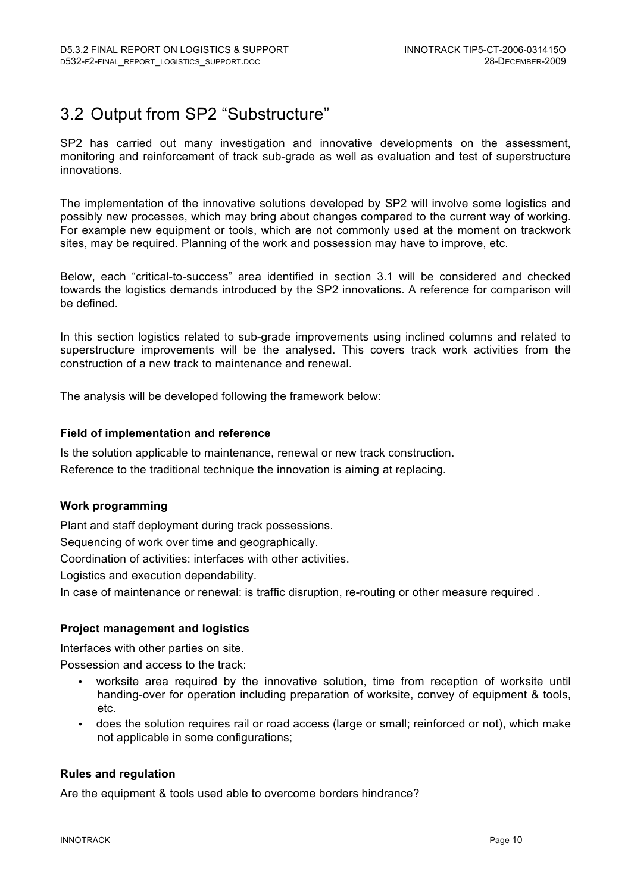## 3.2 Output from SP2 "Substructure"

SP2 has carried out many investigation and innovative developments on the assessment, monitoring and reinforcement of track sub-grade as well as evaluation and test of superstructure innovations.

The implementation of the innovative solutions developed by SP2 will involve some logistics and possibly new processes, which may bring about changes compared to the current way of working. For example new equipment or tools, which are not commonly used at the moment on trackwork sites, may be required. Planning of the work and possession may have to improve, etc.

Below, each "critical-to-success" area identified in section 3.1 will be considered and checked towards the logistics demands introduced by the SP2 innovations. A reference for comparison will be defined.

In this section logistics related to sub-grade improvements using inclined columns and related to superstructure improvements will be the analysed. This covers track work activities from the construction of a new track to maintenance and renewal.

The analysis will be developed following the framework below:

**Field of implementation and reference**

Is the solution applicable to maintenance, renewal or new track construction.

Reference to the traditional technique the innovation is aiming at replacing.

**Work programming**

Plant and staff deployment during track possessions.

Sequencing of work over time and geographically.

Coordination of activities: interfaces with other activities.

Logistics and execution dependability.

In case of maintenance or renewal: is traffic disruption, re-routing or other measure required .

**Project management and logistics**

Interfaces with other parties on site.

Possession and access to the track:

- worksite area required by the innovative solution, time from reception of worksite until handing-over for operation including preparation of worksite, convey of equipment & tools, etc.
- does the solution requires rail or road access (large or small; reinforced or not), which make not applicable in some configurations;

**Rules and regulation**

Are the equipment & tools used able to overcome borders hindrance?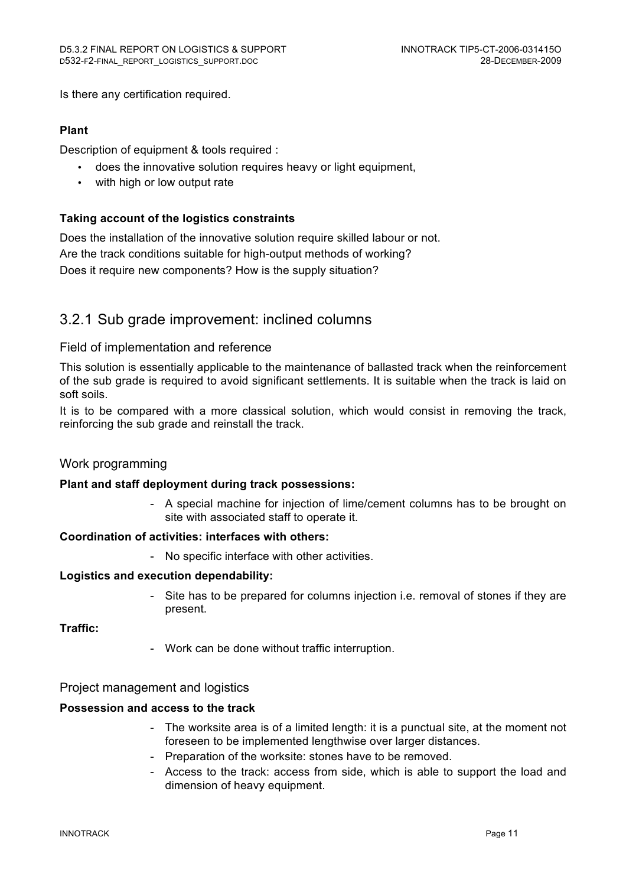Is there any certification required.

**Plant**

Description of equipment & tools required :

- does the innovative solution requires heavy or light equipment,
- with high or low output rate

**Taking account of the logistics constraints**

Does the installation of the innovative solution require skilled labour or not.

Are the track conditions suitable for high-output methods of working?

Does it require new components? How is the supply situation?

## 3.2.1 Sub grade improvement: inclined columns

### Field of implementation and reference

This solution is essentially applicable to the maintenance of ballasted track when the reinforcement of the sub grade is required to avoid significant settlements. It is suitable when the track is laid on soft soils.

It is to be compared with a more classical solution, which would consist in removing the track, reinforcing the sub grade and reinstall the track.

### Work programming

**Plant and staff deployment during track possessions:**

- A special machine for injection of lime/cement columns has to be brought on site with associated staff to operate it.

**Coordination of activities: interfaces with others:**

- No specific interface with other activities.

**Logistics and execution dependability:**

- Site has to be prepared for columns injection i.e. removal of stones if they are present.

**Traffic:**

- Work can be done without traffic interruption.

### Project management and logistics

**Possession and access to the track**

- The worksite area is of a limited length: it is a punctual site, at the moment not foreseen to be implemented lengthwise over larger distances.
- Preparation of the worksite: stones have to be removed.
- Access to the track: access from side, which is able to support the load and dimension of heavy equipment.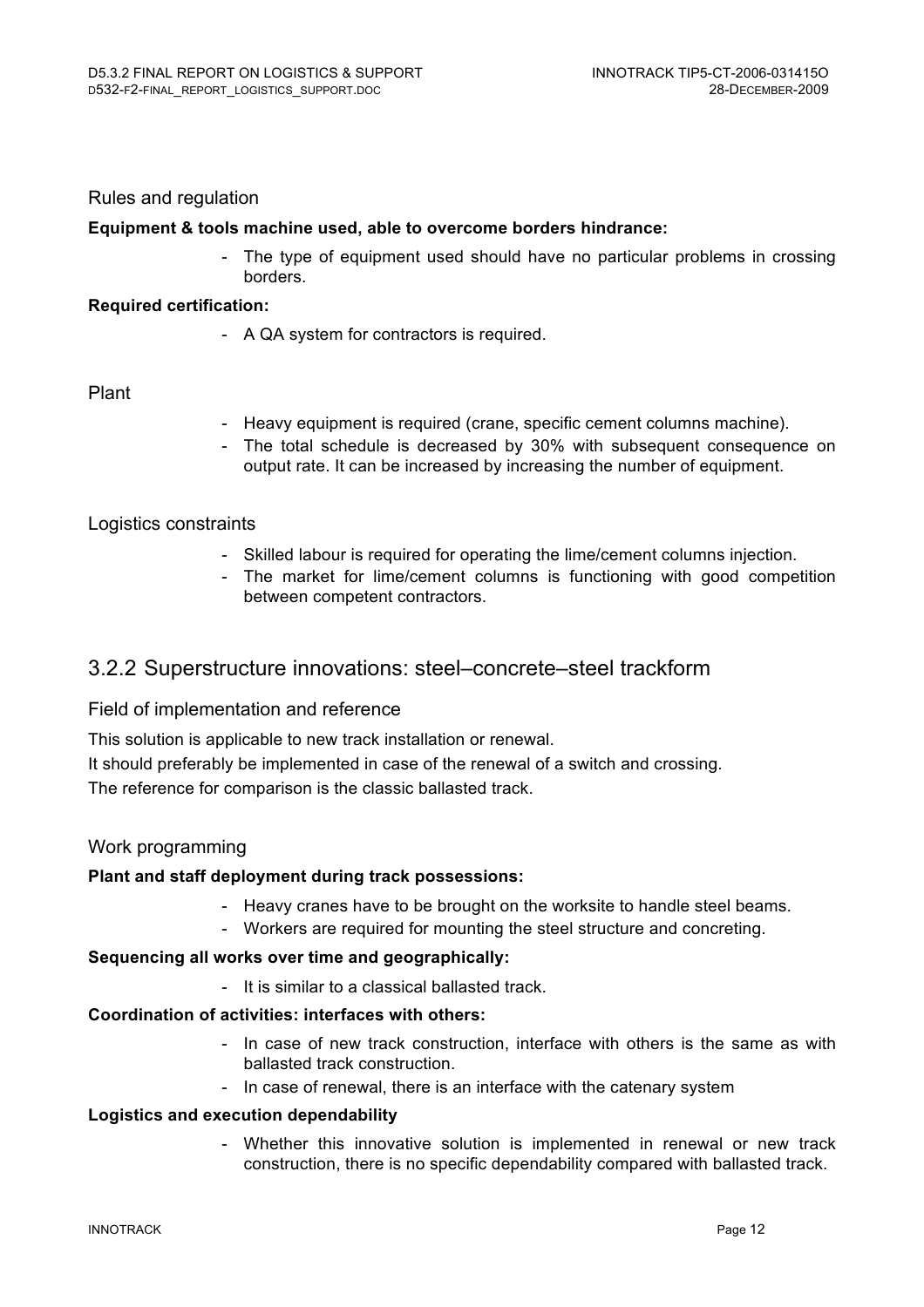#### Rules and regulation

**Equipment & tools machine used, able to overcome borders hindrance:**

- The type of equipment used should have no particular problems in crossing borders.

**Required certification:**

- A QA system for contractors is required.

#### Plant

- Heavy equipment is required (crane, specific cement columns machine).
- The total schedule is decreased by 30% with subsequent consequence on output rate. It can be increased by increasing the number of equipment.

#### Logistics constraints

- Skilled labour is required for operating the lime/cement columns injection.
- The market for lime/cement columns is functioning with good competition between competent contractors.

### 3.2.2 Superstructure innovations: steel–concrete–steel trackform

#### Field of implementation and reference

This solution is applicable to new track installation or renewal.

It should preferably be implemented in case of the renewal of a switch and crossing.

The reference for comparison is the classic ballasted track.

#### Work programming

**Plant and staff deployment during track possessions:**

- Heavy cranes have to be brought on the worksite to handle steel beams.
- Workers are required for mounting the steel structure and concreting.

**Sequencing all works over time and geographically:**

- It is similar to a classical ballasted track.

**Coordination of activities: interfaces with others:**

- In case of new track construction, interface with others is the same as with ballasted track construction.
- In case of renewal, there is an interface with the catenary system

**Logistics and execution dependability**

- Whether this innovative solution is implemented in renewal or new track construction, there is no specific dependability compared with ballasted track.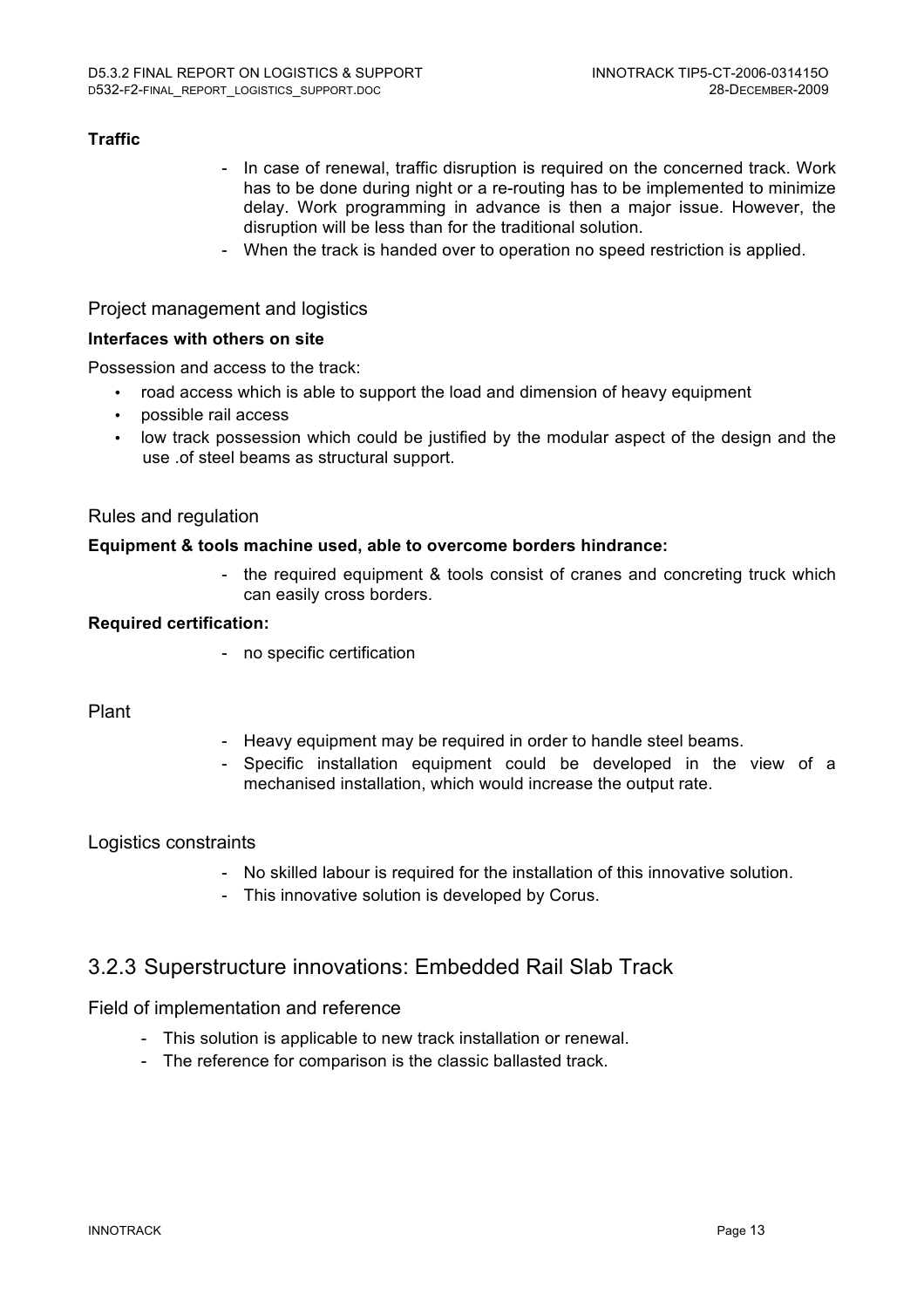**Traffic**

- In case of renewal, traffic disruption is required on the concerned track. Work has to be done during night or a re-routing has to be implemented to minimize delay. Work programming in advance is then a major issue. However, the disruption will be less than for the traditional solution.
- When the track is handed over to operation no speed restriction is applied.

### Project management and logistics

**Interfaces with others on site**

Possession and access to the track:

- road access which is able to support the load and dimension of heavy equipment
- possible rail access
- low track possession which could be justified by the modular aspect of the design and the use .of steel beams as structural support.

### Rules and regulation

**Equipment & tools machine used, able to overcome borders hindrance:**

- the required equipment & tools consist of cranes and concreting truck which can easily cross borders.

**Required certification:**

- no specific certification

### Plant

- Heavy equipment may be required in order to handle steel beams.
- Specific installation equipment could be developed in the view of a mechanised installation, which would increase the output rate.

### Logistics constraints

- No skilled labour is required for the installation of this innovative solution.
- This innovative solution is developed by Corus.

## 3.2.3 Superstructure innovations: Embedded Rail Slab Track

### Field of implementation and reference

- This solution is applicable to new track installation or renewal.
- The reference for comparison is the classic ballasted track.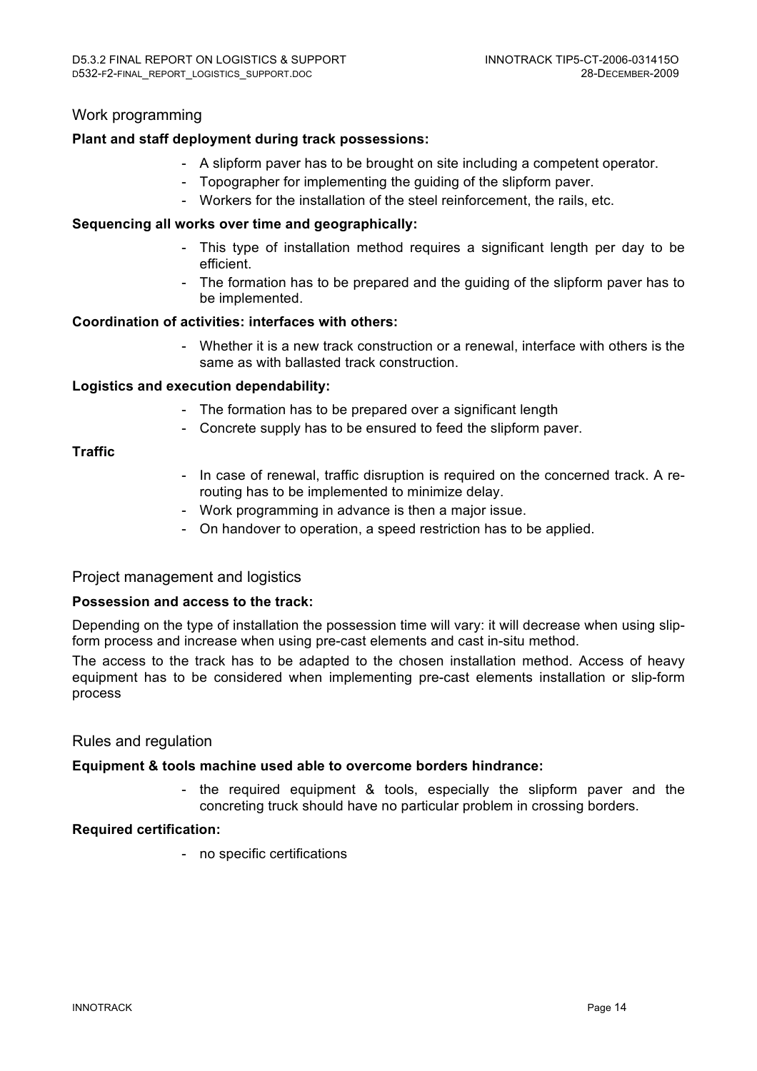## Work programming

**Plant and staff deployment during track possessions:**

- A slipform paver has to be brought on site including a competent operator.
- Topographer for implementing the guiding of the slipform paver.
- Workers for the installation of the steel reinforcement, the rails, etc.

**Sequencing all works over time and geographically:**

- This type of installation method requires a significant length per day to be efficient.
- The formation has to be prepared and the guiding of the slipform paver has to be implemented.

**Coordination of activities: interfaces with others:**

- Whether it is a new track construction or a renewal, interface with others is the same as with ballasted track construction.

**Logistics and execution dependability:**

- The formation has to be prepared over a significant length
- Concrete supply has to be ensured to feed the slipform paver.

**Traffic**

- In case of renewal, traffic disruption is required on the concerned track. A re-routing has to be implemented to minimize delay.
- Work programming in advance is then a major issue.
- On handover to operation, a speed restriction has to be applied.

## Project management and logistics

**Possession and access to the track:**

Depending on the type of installation the possession time will vary: it will decrease when using slip-form process and increase when using pre-cast elements and cast in-situ method.

The access to the track has to be adapted to the chosen installation method. Access of heavy equipment has to be considered when implementing pre-cast elements installation or slip-form process

## Rules and regulation

**Equipment & tools machine used able to overcome borders hindrance:**

- the required equipment & tools, especially the slipform paver and the concreting truck should have no particular problem in crossing borders.

**Required certification:**

- no specific certifications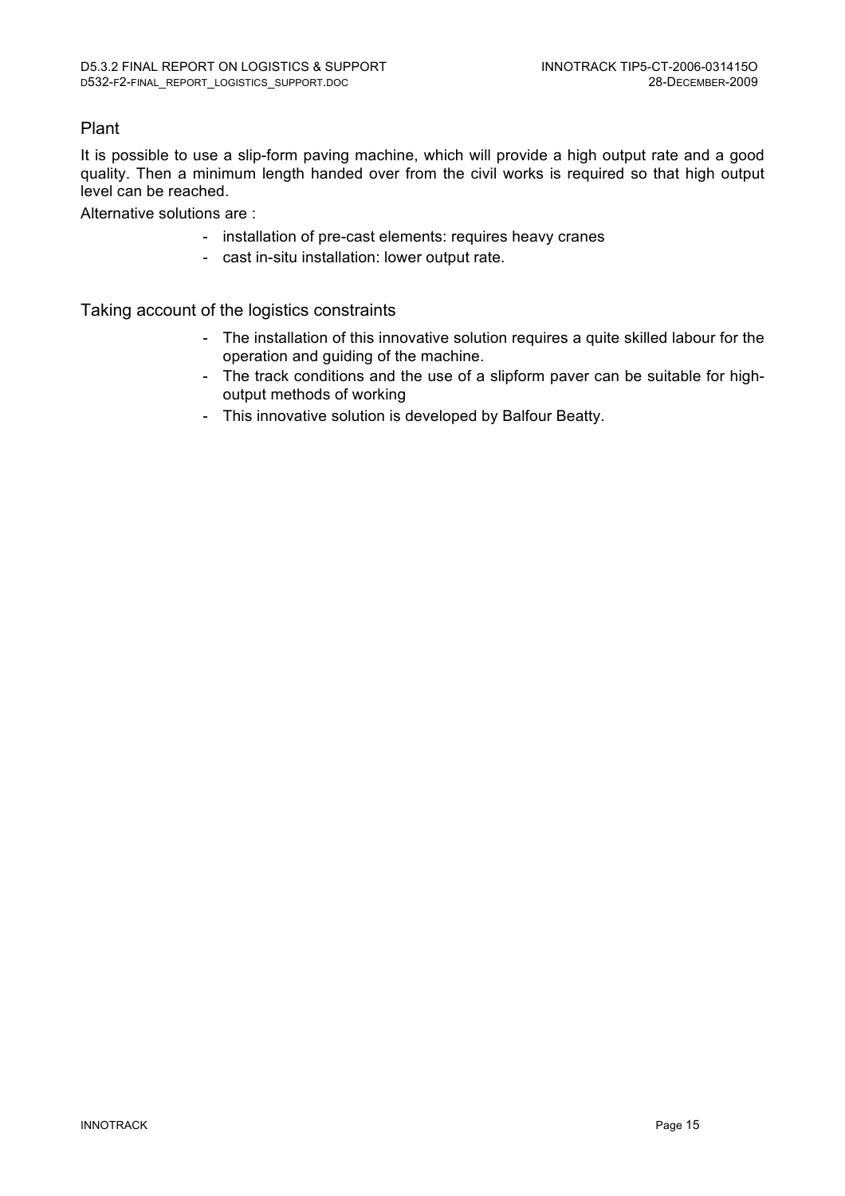### Plant

It is possible to use a slip-form paving machine, which will provide a high output rate and a good quality. Then a minimum length handed over from the civil works is required so that high output level can be reached.

Alternative solutions are :

- installation of pre-cast elements: requires heavy cranes
- cast in-situ installation: lower output rate.

### Taking account of the logistics constraints

- The installation of this innovative solution requires a quite skilled labour for the operation and guiding of the machine.
- The track conditions and the use of a slipform paver can be suitable for high-output methods of working
- This innovative solution is developed by Balfour Beatty.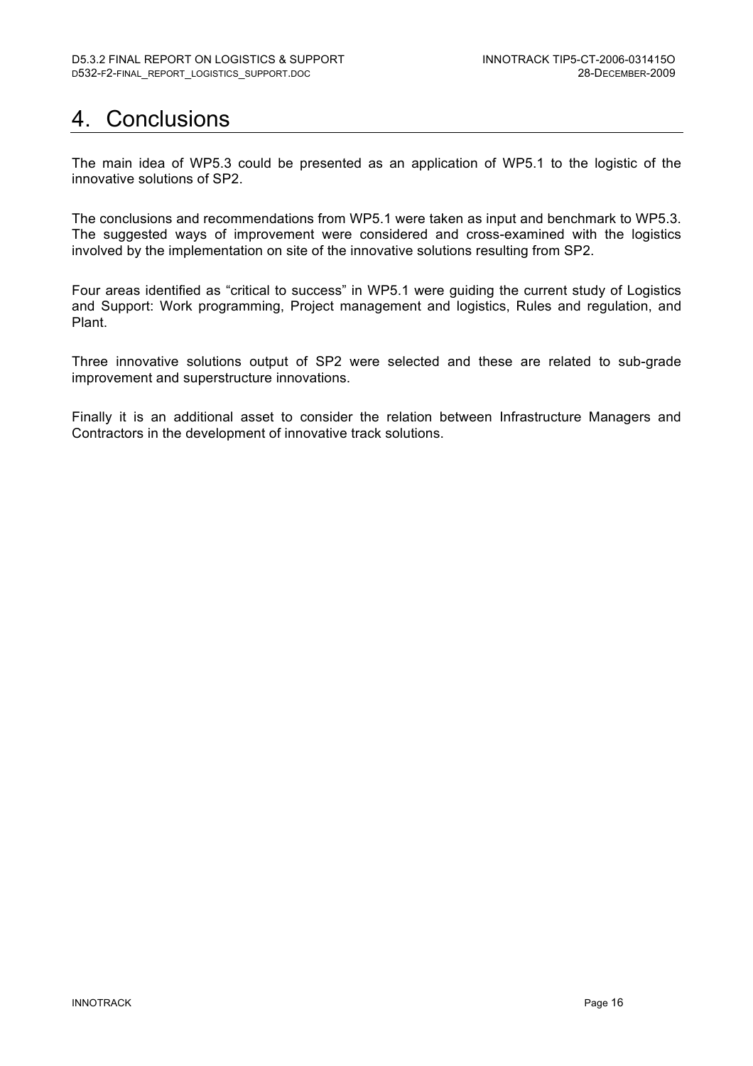# 4. Conclusions

The main idea of WP5.3 could be presented as an application of WP5.1 to the logistic of the innovative solutions of SP2.

The conclusions and recommendations from WP5.1 were taken as input and benchmark to WP5.3. The suggested ways of improvement were considered and cross-examined with the logistics involved by the implementation on site of the innovative solutions resulting from SP2.

Four areas identified as "critical to success" in WP5.1 were guiding the current study of Logistics and Support: Work programming, Project management and logistics, Rules and regulation, and Plant.

Three innovative solutions output of SP2 were selected and these are related to sub-grade improvement and superstructure innovations.

Finally it is an additional asset to consider the relation between Infrastructure Managers and Contractors in the development of innovative track solutions.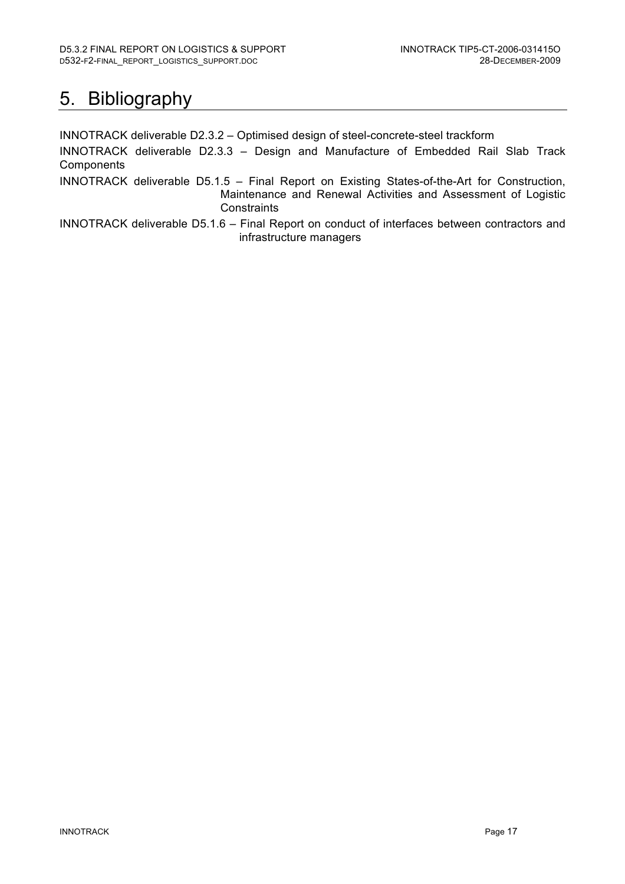# 5. Bibliography

INNOTRACK deliverable D2.3.2 – Optimised design of steel-concrete-steel trackform

INNOTRACK deliverable D2.3.3 – Design and Manufacture of Embedded Rail Slab Track Components

INNOTRACK deliverable D5.1.5 – Final Report on Existing States-of-the-Art for Construction, Maintenance and Renewal Activities and Assessment of Logistic Constraints

INNOTRACK deliverable D5.1.6 – Final Report on conduct of interfaces between contractors and infrastructure managers